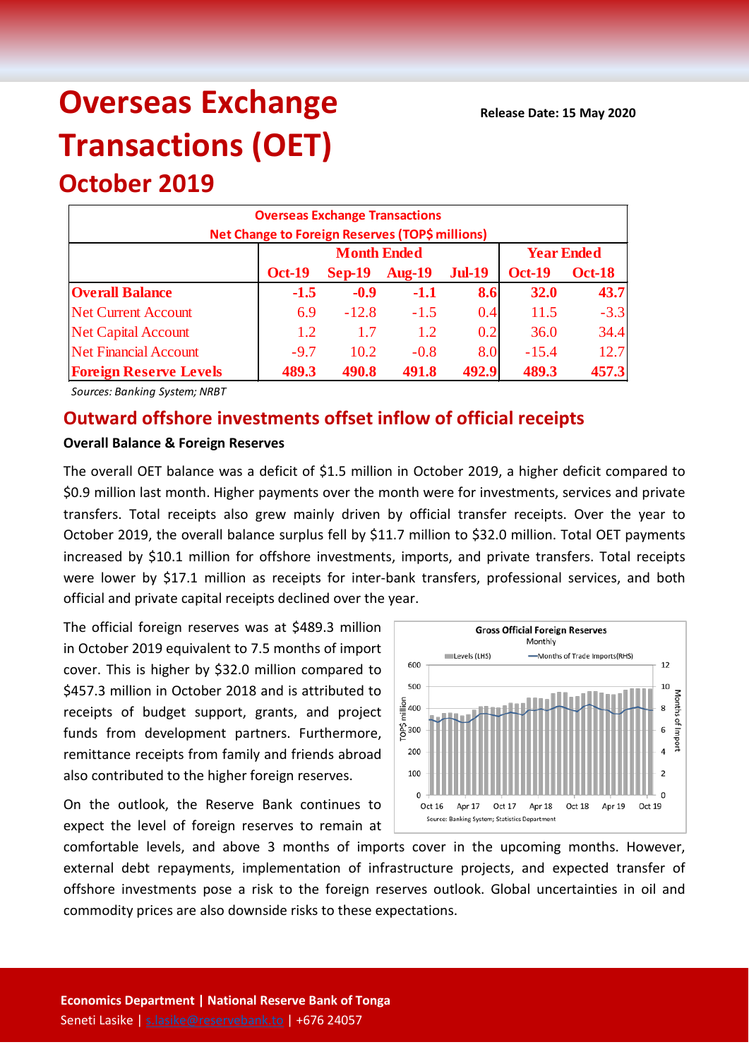# Overseas Exchange Transactions (OET)

## October 2019

**Release Date: 15 May 2020**

| Overseas Exchange Transactions Net Change to Foreign Reserves (TOP$ millions) | | | | | | |
|---|---|---|---|---|---|---|
| | Month Ended | | | | Year Ended | |
| | Oct-19 | Sep-19 | Aug-19 | Jul-19 | Oct-19 | Oct-18 |
| **Overall Balance** | **-1.5** | **-0.9** | **-1.1** | **8.6** | **32.0** | **43.7** |
| Net Current Account | 6.9 | -12.8 | -1.5 | 0.4 | 11.5 | -3.3 |
| Net Capital Account | 1.2 | 1.7 | 1.2 | 0.2 | 36.0 | 34.4 |
| Net Financial Account | -9.7 | 10.2 | -0.8 | 8.0 | -15.4 | 12.7 |
| **Foreign Reserve Levels** | **489.3** | **490.8** | **491.8** | **492.9** | **489.3** | **457.3** |

*Sources: Banking System; NRBT*

## Outward offshore investments offset inflow of official receipts

**Overall Balance & Foreign Reserves**

The overall OET balance was a deficit of $1.5 million in October 2019, a higher deficit compared to $0.9 million last month. Higher payments over the month were for investments, services and private transfers. Total receipts also grew mainly driven by official transfer receipts. Over the year to October 2019, the overall balance surplus fell by $11.7 million to $32.0 million. Total OET payments increased by $10.1 million for offshore investments, imports, and private transfers. Total receipts were lower by $17.1 million as receipts for inter-bank transfers, professional services, and both official and private capital receipts declined over the year.

The official foreign reserves was at $489.3 million in October 2019 equivalent to 7.5 months of import cover. This is higher by $32.0 million compared to $457.3 million in October 2018 and is attributed to receipts of budget support, grants, and project funds from development partners. Furthermore, remittance receipts from family and friends abroad also contributed to the higher foreign reserves.

On the outlook, the Reserve Bank continues to expect the level of foreign reserves to remain at comfortable levels, and above 3 months of imports cover in the upcoming months. However, external debt repayments, implementation of infrastructure projects, and expected transfer of offshore investments pose a risk to the foreign reserves outlook. Global uncertainties in oil and commodity prices are also downside risks to these expectations.

**Economics Department | National Reserve Bank of Tonga**
Seneti Lasike | s.lasike@reservebank.to | +676 24057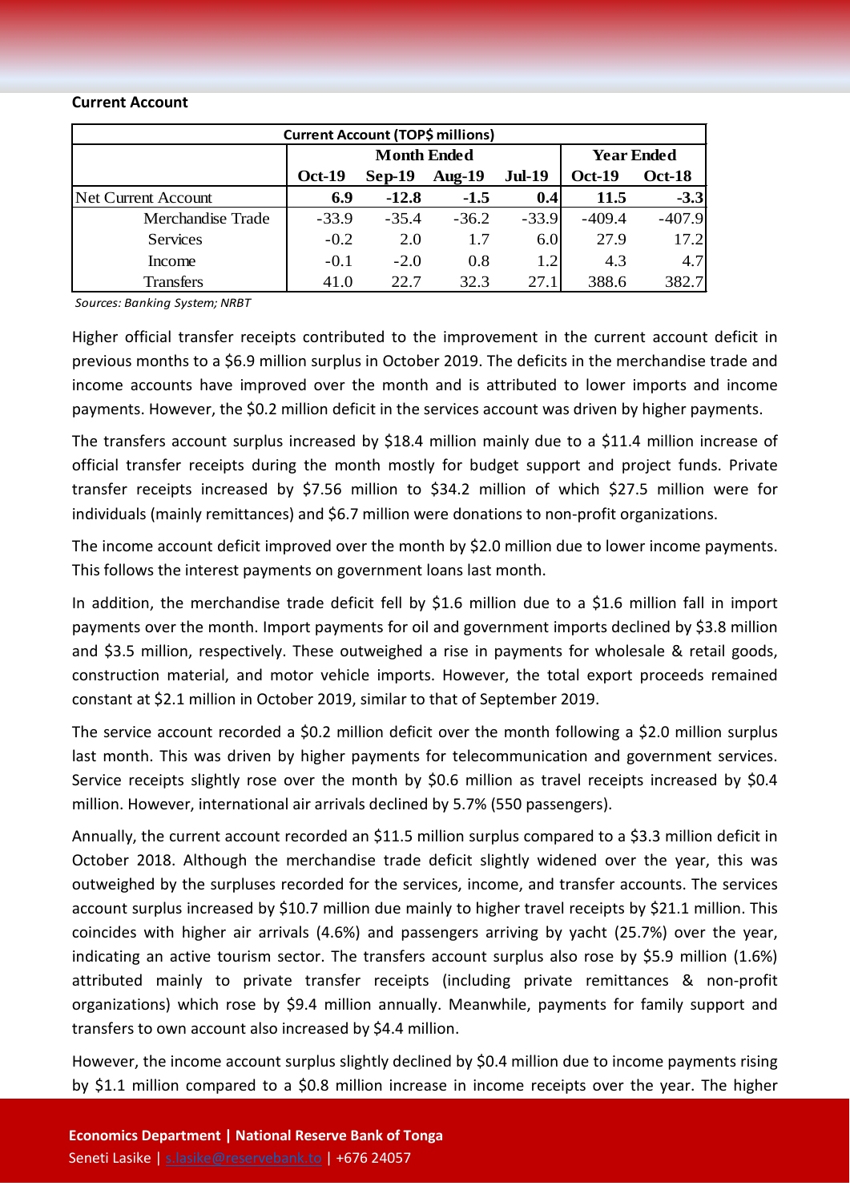**Current Account**

| Current Account (TOP$ millions) | | | | | | |
|---|---|---|---|---|---|---|
| | Month Ended | | | | Year Ended | |
| | Oct-19 | Sep-19 | Aug-19 | Jul-19 | Oct-19 | Oct-18 |
| Net Current Account | **6.9** | **-12.8** | **-1.5** | **0.4** | **11.5** | **-3.3** |
| Merchandise Trade | -33.9 | -35.4 | -36.2 | -33.9 | -409.4 | -407.9 |
| Services | -0.2 | 2.0 | 1.7 | 6.0 | 27.9 | 17.2 |
| Income | -0.1 | -2.0 | 0.8 | 1.2 | 4.3 | 4.7 |
| Transfers | 41.0 | 22.7 | 32.3 | 27.1 | 388.6 | 382.7 |

*Sources: Banking System; NRBT*

Higher official transfer receipts contributed to the improvement in the current account deficit in previous months to a $6.9 million surplus in October 2019. The deficits in the merchandise trade and income accounts have improved over the month and is attributed to lower imports and income payments. However, the $0.2 million deficit in the services account was driven by higher payments.

The transfers account surplus increased by $18.4 million mainly due to a $11.4 million increase of official transfer receipts during the month mostly for budget support and project funds. Private transfer receipts increased by $7.56 million to $34.2 million of which $27.5 million were for individuals (mainly remittances) and $6.7 million were donations to non-profit organizations.

The income account deficit improved over the month by $2.0 million due to lower income payments. This follows the interest payments on government loans last month.

In addition, the merchandise trade deficit fell by $1.6 million due to a $1.6 million fall in import payments over the month. Import payments for oil and government imports declined by $3.8 million and $3.5 million, respectively. These outweighed a rise in payments for wholesale & retail goods, construction material, and motor vehicle imports. However, the total export proceeds remained constant at $2.1 million in October 2019, similar to that of September 2019.

The service account recorded a $0.2 million deficit over the month following a $2.0 million surplus last month. This was driven by higher payments for telecommunication and government services. Service receipts slightly rose over the month by $0.6 million as travel receipts increased by $0.4 million. However, international air arrivals declined by 5.7% (550 passengers).

Annually, the current account recorded an $11.5 million surplus compared to a $3.3 million deficit in October 2018. Although the merchandise trade deficit slightly widened over the year, this was outweighed by the surpluses recorded for the services, income, and transfer accounts. The services account surplus increased by $10.7 million due mainly to higher travel receipts by $21.1 million. This coincides with higher air arrivals (4.6%) and passengers arriving by yacht (25.7%) over the year, indicating an active tourism sector. The transfers account surplus also rose by $5.9 million (1.6%) attributed mainly to private transfer receipts (including private remittances & non-profit organizations) which rose by $9.4 million annually. Meanwhile, payments for family support and transfers to own account also increased by $4.4 million.

However, the income account surplus slightly declined by $0.4 million due to income payments rising by $1.1 million compared to a $0.8 million increase in income receipts over the year. The higher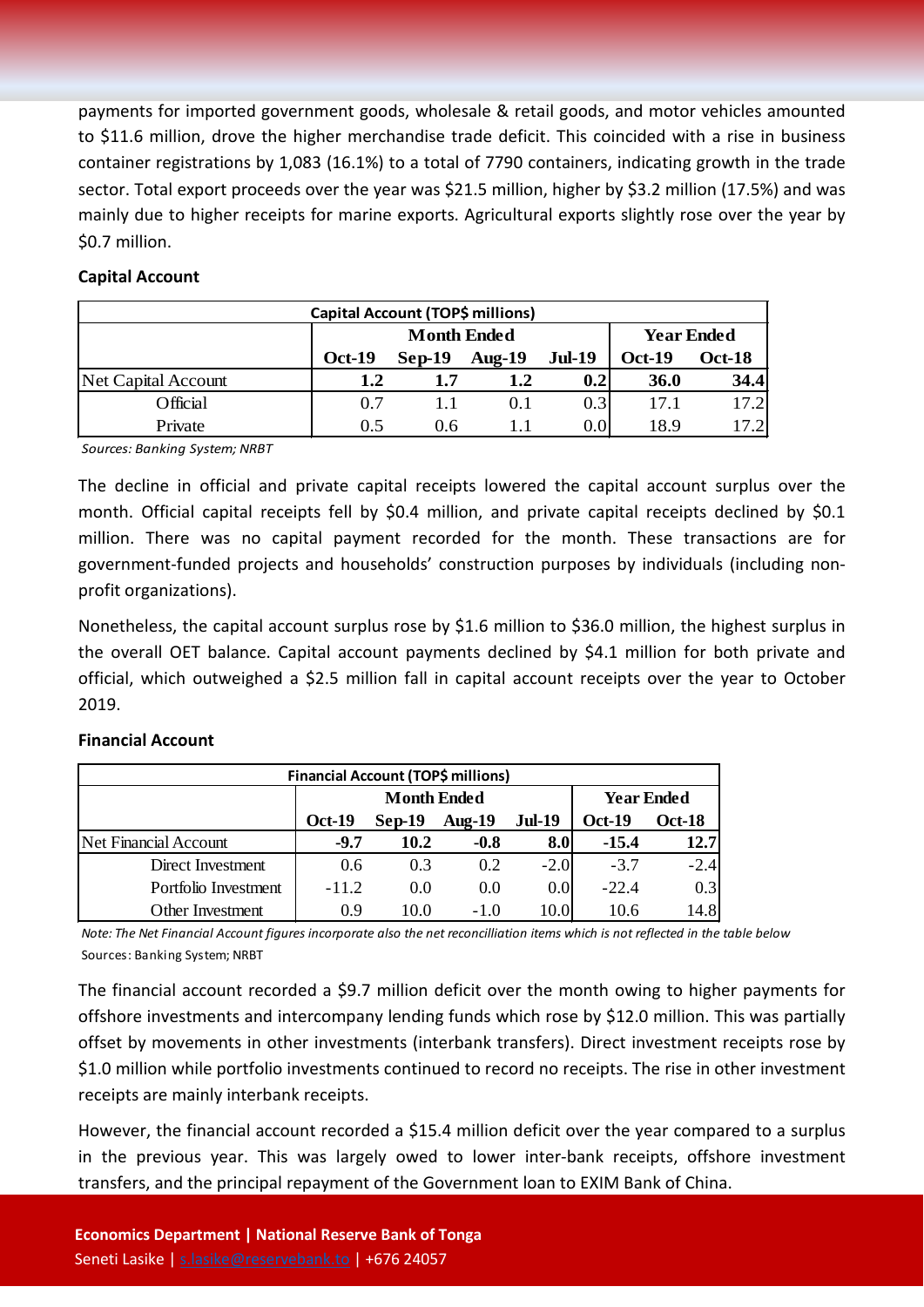payments for imported government goods, wholesale & retail goods, and motor vehicles amounted to $11.6 million, drove the higher merchandise trade deficit. This coincided with a rise in business container registrations by 1,083 (16.1%) to a total of 7790 containers, indicating growth in the trade sector. Total export proceeds over the year was $21.5 million, higher by $3.2 million (17.5%) and was mainly due to higher receipts for marine exports. Agricultural exports slightly rose over the year by $0.7 million.

**Capital Account**

| Capital Account (TOP$ millions) | | | | | | |
|---|---|---|---|---|---|---|
| | Month Ended | | | | Year Ended | |
| | Oct-19 | Sep-19 | Aug-19 | Jul-19 | Oct-19 | Oct-18 |
| Net Capital Account | **1.2** | **1.7** | **1.2** | **0.2** | **36.0** | **34.4** |
| Official | 0.7 | 1.1 | 0.1 | 0.3 | 17.1 | 17.2 |
| Private | 0.5 | 0.6 | 1.1 | 0.0 | 18.9 | 17.2 |

*Sources: Banking System; NRBT*

The decline in official and private capital receipts lowered the capital account surplus over the month. Official capital receipts fell by $0.4 million, and private capital receipts declined by $0.1 million. There was no capital payment recorded for the month. These transactions are for government-funded projects and households' construction purposes by individuals (including non-profit organizations).

Nonetheless, the capital account surplus rose by $1.6 million to $36.0 million, the highest surplus in the overall OET balance. Capital account payments declined by $4.1 million for both private and official, which outweighed a $2.5 million fall in capital account receipts over the year to October 2019.

**Financial Account**

| Financial Account (TOP$ millions) | | | | | | |
|---|---|---|---|---|---|---|
| | Month Ended | | | | Year Ended | |
| | Oct-19 | Sep-19 | Aug-19 | Jul-19 | Oct-19 | Oct-18 |
| Net Financial Account | **-9.7** | **10.2** | **-0.8** | **8.0** | **-15.4** | **12.7** |
| Direct Investment | 0.6 | 0.3 | 0.2 | -2.0 | -3.7 | -2.4 |
| Portfolio Investment | -11.2 | 0.0 | 0.0 | 0.0 | -22.4 | 0.3 |
| Other Investment | 0.9 | 10.0 | -1.0 | 10.0 | 10.6 | 14.8 |

*Note: The Net Financial Account figures incorporate also the net reconcilliation items which is not reflected in the table below*

Sources: Banking System; NRBT

The financial account recorded a $9.7 million deficit over the month owing to higher payments for offshore investments and intercompany lending funds which rose by $12.0 million. This was partially offset by movements in other investments (interbank transfers). Direct investment receipts rose by $1.0 million while portfolio investments continued to record no receipts. The rise in other investment receipts are mainly interbank receipts.

However, the financial account recorded a $15.4 million deficit over the year compared to a surplus in the previous year. This was largely owed to lower inter-bank receipts, offshore investment transfers, and the principal repayment of the Government loan to EXIM Bank of China.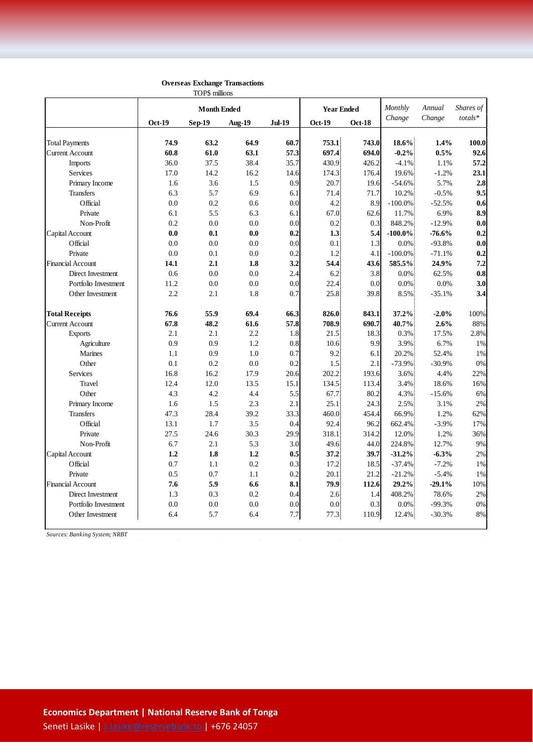**Overseas Exchange Transactions**

TOP$ millions

| | Month Ended | | | | Year Ended | | *Monthly Change* | *Annual Change* | *Shares of totals** |
|---|---|---|---|---|---|---|---|---|---|
| | **Oct-19** | **Sep-19** | **Aug-19** | **Jul-19** | **Oct-19** | **Oct-18** | | | |
| Total Payments | **74.9** | **63.2** | **64.9** | **60.7** | **753.1** | **743.0** | **18.6%** | **1.4%** | **100.0** |
| Current Account | **60.8** | **61.0** | **63.1** | **57.3** | **697.4** | **694.0** | **-0.2%** | **0.5%** | **92.6** |
| Imports | 36.0 | 37.5 | 38.4 | 35.7 | 430.9 | 426.2 | -4.1% | 1.1% | **57.2** |
| Services | 17.0 | 14.2 | 16.2 | 14.6 | 174.3 | 176.4 | 19.6% | -1.2% | **23.1** |
| Primary Income | 1.6 | 3.6 | 1.5 | 0.9 | 20.7 | 19.6 | -54.6% | 5.7% | **2.8** |
| Transfers | 6.3 | 5.7 | 6.9 | 6.1 | 71.4 | 71.7 | 10.2% | -0.5% | **9.5** |
| Official | 0.0 | 0.2 | 0.6 | 0.0 | 4.2 | 8.9 | -100.0% | -52.5% | **0.6** |
| Private | 6.1 | 5.5 | 6.3 | 6.1 | 67.0 | 62.6 | 11.7% | 6.9% | **8.9** |
| Non-Profit | 0.2 | 0.0 | 0.0 | 0.0 | 0.2 | 0.3 | 848.2% | -12.9% | **0.0** |
| Capital Account | **0.0** | **0.1** | **0.0** | **0.2** | **1.3** | **5.4** | **-100.0%** | **-76.6%** | **0.2** |
| Official | 0.0 | 0.0 | 0.0 | 0.0 | 0.1 | 1.3 | 0.0% | -93.8% | **0.0** |
| Private | 0.0 | 0.1 | 0.0 | 0.2 | 1.2 | 4.1 | -100.0% | -71.1% | **0.2** |
| Financial Account | **14.1** | **2.1** | **1.8** | **3.2** | **54.4** | **43.6** | **585.5%** | **24.9%** | **7.2** |
| Direct Investment | 0.6 | 0.0 | 0.0 | 2.4 | 6.2 | 3.8 | 0.0% | 62.5% | **0.8** |
| Portfolio Investment | 11.2 | 0.0 | 0.0 | 0.0 | 22.4 | 0.0 | 0.0% | 0.0% | **3.0** |
| Other Investment | 2.2 | 2.1 | 1.8 | 0.7 | 25.8 | 39.8 | 8.5% | -35.1% | **3.4** |
| **Total Receipts** | **76.6** | **55.9** | **69.4** | **66.3** | **826.0** | **843.1** | **37.2%** | **-2.0%** | 100% |
| Current Account | **67.8** | **48.2** | **61.6** | **57.8** | **708.9** | **690.7** | **40.7%** | **2.6%** | 88% |
| Exports | 2.1 | 2.1 | 2.2 | 1.8 | 21.5 | 18.3 | 0.3% | 17.5% | 2.8% |
| Agriculture | 0.9 | 0.9 | 1.2 | 0.8 | 10.6 | 9.9 | 3.9% | 6.7% | 1% |
| Marines | 1.1 | 0.9 | 1.0 | 0.7 | 9.2 | 6.1 | 20.2% | 52.4% | 1% |
| Other | 0.1 | 0.2 | 0.0 | 0.2 | 1.5 | 2.1 | -73.9% | -30.9% | 0% |
| Services | 16.8 | 16.2 | 17.9 | 20.6 | 202.2 | 193.6 | 3.6% | 4.4% | 22% |
| Travel | 12.4 | 12.0 | 13.5 | 15.1 | 134.5 | 113.4 | 3.4% | 18.6% | 16% |
| Other | 4.3 | 4.2 | 4.4 | 5.5 | 67.7 | 80.2 | 4.3% | -15.6% | 6% |
| Primary Income | 1.6 | 1.5 | 2.3 | 2.1 | 25.1 | 24.3 | 2.5% | 3.1% | 2% |
| Transfers | 47.3 | 28.4 | 39.2 | 33.3 | 460.0 | 454.4 | 66.9% | 1.2% | 62% |
| Official | 13.1 | 1.7 | 3.5 | 0.4 | 92.4 | 96.2 | 662.4% | -3.9% | 17% |
| Private | 27.5 | 24.6 | 30.3 | 29.9 | 318.1 | 314.2 | 12.0% | 1.2% | 36% |
| Non-Profit | 6.7 | 2.1 | 5.3 | 3.0 | 49.6 | 44.0 | 224.8% | 12.7% | 9% |
| Capital Account | **1.2** | **1.8** | **1.2** | **0.5** | **37.2** | **39.7** | **-31.2%** | **-6.3%** | 2% |
| Official | 0.7 | 1.1 | 0.2 | 0.3 | 17.2 | 18.5 | -37.4% | -7.2% | 1% |
| Private | 0.5 | 0.7 | 1.1 | 0.2 | 20.1 | 21.2 | -21.2% | -5.4% | 1% |
| Financial Account | **7.6** | **5.9** | **6.6** | **8.1** | **79.9** | **112.6** | **29.2%** | **-29.1%** | 10% |
| Direct Investment | 1.3 | 0.3 | 0.2 | 0.4 | 2.6 | 1.4 | 408.2% | 78.6% | 2% |
| Portfolio Investment | 0.0 | 0.0 | 0.0 | 0.0 | 0.0 | 0.3 | 0.0% | -99.3% | 0% |
| Other Investment | 6.4 | 5.7 | 6.4 | 7.7 | 77.3 | 110.9 | 12.4% | -30.3% | 8% |

*Sources: Banking System; NRBT*

**Economics Department | National Reserve Bank of Tonga**

Seneti Lasike | s.lasike@reservebank.to | +676 24057